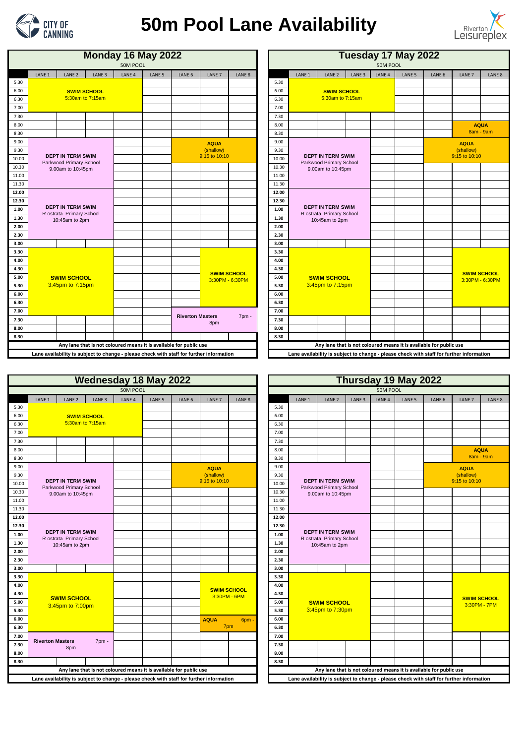# 50m Pool Lane Availability

CITY OF CANNING — Riverton Leisureplex

## Monday 16 May 2022

50M POOL

| | LANE 1 | LANE 2 | LANE 3 | LANE 4 | LANE 5 | LANE 6 | LANE 7 | LANE 8 |
|---|---|---|---|---|---|---|---|---|
| 5.30 | SWIM SCHOOL 5:30am to 7:15am | | | | | | | |
| 6.00 | | | | | | | | |
| 6.30 | | | | | | | | |
| 7.00 | | | | | | | | |
| 7.30 | | | | | | | | |
| 8.00 | | | | | | | | |
| 8.30 | | | | | | | | |
| 9.00 | DEPT IN TERM SWIM Parkwood Primary School 9.00am to 10:45pm | | | | | AQUA (shallow) 9:15 to 10:10 | | |
| 9.30 | | | | | | | | |
| 10.00 | | | | | | | | |
| 10.30 | | | | | | | | |
| 11.00 | | | | | | | | |
| 11.30 | | | | | | | | |
| 12.00 | DEPT IN TERM SWIM R ostrata Primary School 10:45am to 2pm | | | | | | | |
| 12.30 | | | | | | | | |
| 1.00 | | | | | | | | |
| 1.30 | | | | | | | | |
| 2.00 | | | | | | | | |
| 2.30 | | | | | | | | |
| 3.00 | | | | | | | | |
| 3.30 | SWIM SCHOOL 3:45pm to 7:15pm | | | | | | SWIM SCHOOL 3:30PM - 6:30PM | |
| 4.00 | | | | | | | | |
| 4.30 | | | | | | | | |
| 5.00 | | | | | | | | |
| 5.30 | | | | | | | | |
| 6.00 | | | | | | | | |
| 6.30 | | | | | | | | |
| 7.00 | | | | | | Riverton Masters 7pm - 8pm | | |
| 7.30 | | | | | | | | |
| 8.00 | | | | | | | | |
| 8.30 | | | | | | | | |

**Any lane that is not coloured means it is available for public use**

**Lane availability is subject to change - please check with staff for further information**

## Tuesday 17 May 2022

50M POOL

| | LANE 1 | LANE 2 | LANE 3 | LANE 4 | LANE 5 | LANE 6 | LANE 7 | LANE 8 |
|---|---|---|---|---|---|---|---|---|
| 5.30 | SWIM SCHOOL 5:30am to 7:15am | | | | | | | |
| 6.00 | | | | | | | | |
| 6.30 | | | | | | | | |
| 7.00 | | | | | | | | |
| 7.30 | | | | | | | | |
| 8.00 | | | | | | | AQUA 8am - 9am | |
| 8.30 | | | | | | | | |
| 9.00 | DEPT IN TERM SWIM Parkwood Primary School 9.00am to 10:45pm | | | | | AQUA (shallow) 9:15 to 10:10 | | |
| 9.30 | | | | | | | | |
| 10.00 | | | | | | | | |
| 10.30 | | | | | | | | |
| 11.00 | | | | | | | | |
| 11.30 | | | | | | | | |
| 12.00 | DEPT IN TERM SWIM R ostrata Primary School 10:45am to 2pm | | | | | | | |
| 12.30 | | | | | | | | |
| 1.00 | | | | | | | | |
| 1.30 | | | | | | | | |
| 2.00 | | | | | | | | |
| 2.30 | | | | | | | | |
| 3.00 | | | | | | | | |
| 3.30 | SWIM SCHOOL 3:45pm to 7:15pm | | | | | | SWIM SCHOOL 3:30PM - 6:30PM | |
| 4.00 | | | | | | | | |
| 4.30 | | | | | | | | |
| 5.00 | | | | | | | | |
| 5.30 | | | | | | | | |
| 6.00 | | | | | | | | |
| 6.30 | | | | | | | | |
| 7.00 | | | | | | | | |
| 7.30 | | | | | | | | |
| 8.00 | | | | | | | | |
| 8.30 | | | | | | | | |

**Any lane that is not coloured means it is available for public use**

**Lane availability is subject to change - please check with staff for further information**

## Wednesday 18 May 2022

50M POOL

| | LANE 1 | LANE 2 | LANE 3 | LANE 4 | LANE 5 | LANE 6 | LANE 7 | LANE 8 |
|---|---|---|---|---|---|---|---|---|
| 5.30 | SWIM SCHOOL 5:30am to 7:15am | | | | | | | |
| 6.00 | | | | | | | | |
| 6.30 | | | | | | | | |
| 7.00 | | | | | | | | |
| 7.30 | | | | | | | | |
| 8.00 | | | | | | | | |
| 8.30 | | | | | | | | |
| 9.00 | DEPT IN TERM SWIM Parkwood Primary School 9.00am to 10:45pm | | | | | AQUA (shallow) 9:15 to 10:10 | | |
| 9.30 | | | | | | | | |
| 10.00 | | | | | | | | |
| 10.30 | | | | | | | | |
| 11.00 | | | | | | | | |
| 11.30 | | | | | | | | |
| 12.00 | DEPT IN TERM SWIM R ostrata Primary School 10:45am to 2pm | | | | | | | |
| 12.30 | | | | | | | | |
| 1.00 | | | | | | | | |
| 1.30 | | | | | | | | |
| 2.00 | | | | | | | | |
| 2.30 | | | | | | | | |
| 3.00 | | | | | | | | |
| 3.30 | SWIM SCHOOL 3:45pm to 7:00pm | | | | | | SWIM SCHOOL 3:30PM - 6PM | |
| 4.00 | | | | | | | | |
| 4.30 | | | | | | | | |
| 5.00 | | | | | | | | |
| 5.30 | | | | | | | | |
| 6.00 | | | | | | | AQUA 6pm - 7pm | |
| 6.30 | | | | | | | | |
| 7.00 | Riverton Masters 7pm - 8pm | | | | | | | |
| 7.30 | | | | | | | | |
| 8.00 | | | | | | | | |
| 8.30 | | | | | | | | |

**Any lane that is not coloured means it is available for public use**

**Lane availability is subject to change - please check with staff for further information**

## Thursday 19 May 2022

50M POOL

| | LANE 1 | LANE 2 | LANE 3 | LANE 4 | LANE 5 | LANE 6 | LANE 7 | LANE 8 |
|---|---|---|---|---|---|---|---|---|
| 5.30 | | | | | | | | |
| 6.00 | | | | | | | | |
| 6.30 | | | | | | | | |
| 7.00 | | | | | | | | |
| 7.30 | | | | | | | | |
| 8.00 | | | | | | | AQUA 8am - 9am | |
| 8.30 | | | | | | | | |
| 9.00 | DEPT IN TERM SWIM Parkwood Primary School 9.00am to 10:45pm | | | | | AQUA (shallow) 9:15 to 10:10 | | |
| 9.30 | | | | | | | | |
| 10.00 | | | | | | | | |
| 10.30 | | | | | | | | |
| 11.00 | | | | | | | | |
| 11.30 | | | | | | | | |
| 12.00 | DEPT IN TERM SWIM R ostrata Primary School 10:45am to 2pm | | | | | | | |
| 12.30 | | | | | | | | |
| 1.00 | | | | | | | | |
| 1.30 | | | | | | | | |
| 2.00 | | | | | | | | |
| 2.30 | | | | | | | | |
| 3.00 | | | | | | | | |
| 3.30 | SWIM SCHOOL 3:45pm to 7:30pm | | | | | | SWIM SCHOOL 3:30PM - 7PM | |
| 4.00 | | | | | | | | |
| 4.30 | | | | | | | | |
| 5.00 | | | | | | | | |
| 5.30 | | | | | | | | |
| 6.00 | | | | | | | | |
| 6.30 | | | | | | | | |
| 7.00 | | | | | | | | |
| 7.30 | | | | | | | | |
| 8.00 | | | | | | | | |
| 8.30 | | | | | | | | |

**Any lane that is not coloured means it is available for public use**

**Lane availability is subject to change - please check with staff for further information**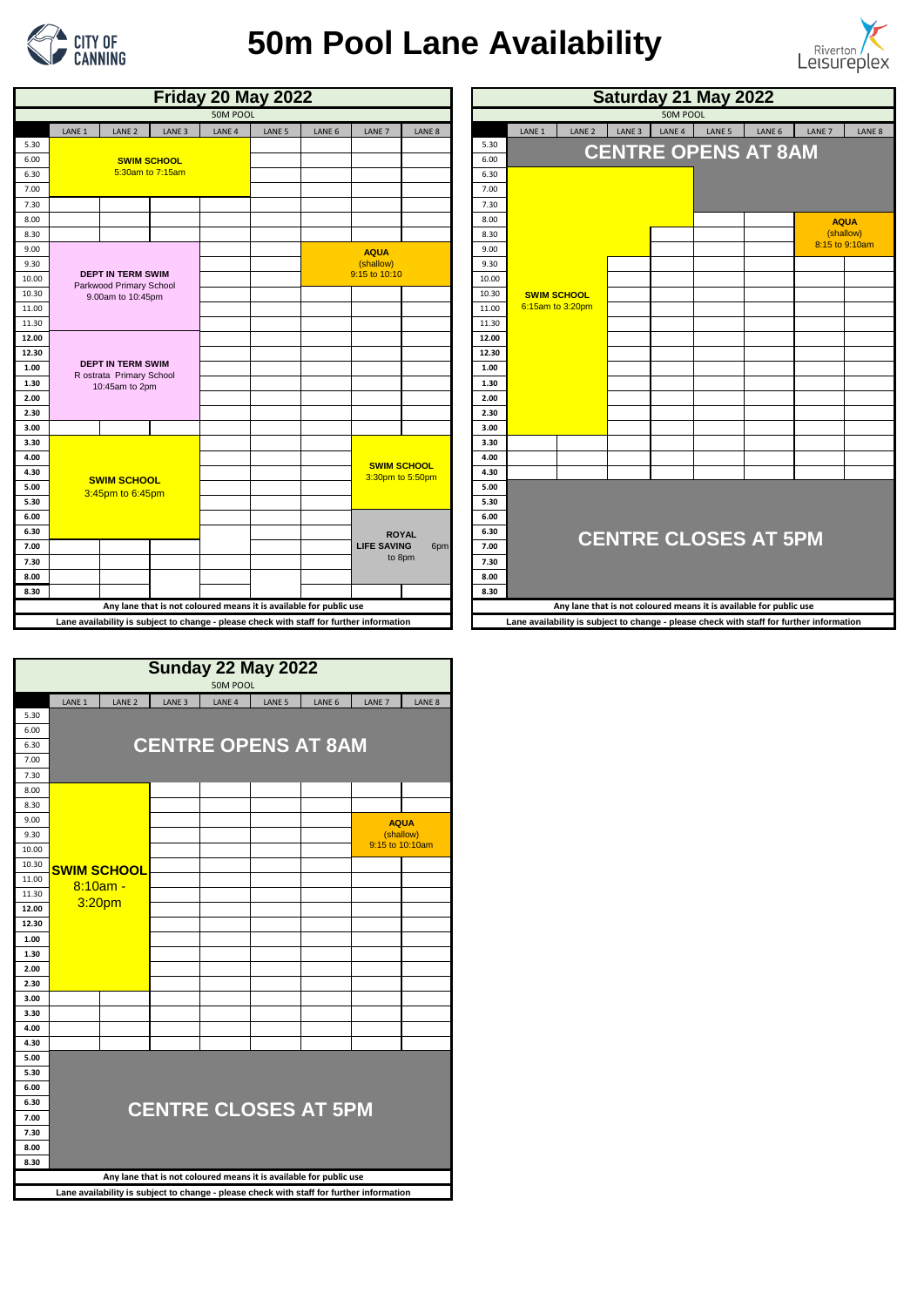# 50m Pool Lane Availability

CITY OF CANNING

Riverton Leisureplex

## Friday 20 May 2022

50M POOL

| | LANE 1 | LANE 2 | LANE 3 | LANE 4 | LANE 5 | LANE 6 | LANE 7 | LANE 8 |
|---|---|---|---|---|---|---|---|---|
| 5.30 | SWIM SCHOOL 5:30am to 7:15am | | | | | | | |
| 6.00 | | | | | | | | |
| 6.30 | | | | | | | | |
| 7.00 | | | | | | | | |
| 7.30 | | | | | | | | |
| 8.00 | | | | | | | | |
| 8.30 | | | | | | | | |
| 9.00 | DEPT IN TERM SWIM Parkwood Primary School 9.00am to 10:45pm | | | | | AQUA (shallow) 9:15 to 10:10 | | |
| 9.30 | | | | | | | | |
| 10.00 | | | | | | | | |
| 10.30 | | | | | | | | |
| 11.00 | | | | | | | | |
| 11.30 | | | | | | | | |
| 12.00 | DEPT IN TERM SWIM R ostrata Primary School 10:45am to 2pm | | | | | | | |
| 12.30 | | | | | | | | |
| 1.00 | | | | | | | | |
| 1.30 | | | | | | | | |
| 2.00 | | | | | | | | |
| 2.30 | | | | | | | | |
| 3.00 | | | | | | | | |
| 3.30 | SWIM SCHOOL 3:45pm to 6:45pm | | | | | | SWIM SCHOOL 3:30pm to 5:50pm | |
| 4.00 | | | | | | | | |
| 4.30 | | | | | | | | |
| 5.00 | | | | | | | | |
| 5.30 | | | | | | | | |
| 6.00 | | | | | | | | |
| 6.30 | | | | | | | ROYAL LIFE SAVING 6pm to 8pm | |
| 7.00 | | | | | | | | |
| 7.30 | | | | | | | | |
| 8.00 | | | | | | | | |
| 8.30 | | | | | | | | |

Any lane that is not coloured means it is available for public use

Lane availability is subject to change - please check with staff for further information

## Saturday 21 May 2022

50M POOL

| | LANE 1 | LANE 2 | LANE 3 | LANE 4 | LANE 5 | LANE 6 | LANE 7 | LANE 8 |
|---|---|---|---|---|---|---|---|---|
| 5.30 | CENTRE OPENS AT 8AM | | | | | | | |
| 6.00 | | | | | | | | |
| 6.30 | SWIM SCHOOL 6:15am to 3:20pm | | | | | | | |
| 7.00 | | | | | | | | |
| 7.30 | | | | | | | | |
| 8.00 | | | | | | | AQUA (shallow) 8:15 to 9:10am | |
| 8.30 | | | | | | | | |
| 9.00 | | | | | | | | |
| 9.30 | | | | | | | | |
| 10.00 | | | | | | | | |
| 10.30 | | | | | | | | |
| 11.00 | | | | | | | | |
| 11.30 | | | | | | | | |
| 12.00 | | | | | | | | |
| 12.30 | | | | | | | | |
| 1.00 | | | | | | | | |
| 1.30 | | | | | | | | |
| 2.00 | | | | | | | | |
| 2.30 | | | | | | | | |
| 3.00 | | | | | | | | |
| 3.30 | | | | | | | | |
| 4.00 | | | | | | | | |
| 4.30 | | | | | | | | |
| 5.00 | CENTRE CLOSES AT 5PM | | | | | | | |
| 5.30 | | | | | | | | |
| 6.00 | | | | | | | | |
| 6.30 | | | | | | | | |
| 7.00 | | | | | | | | |
| 7.30 | | | | | | | | |
| 8.00 | | | | | | | | |
| 8.30 | | | | | | | | |

Any lane that is not coloured means it is available for public use

Lane availability is subject to change - please check with staff for further information

## Sunday 22 May 2022

50M POOL

| | LANE 1 | LANE 2 | LANE 3 | LANE 4 | LANE 5 | LANE 6 | LANE 7 | LANE 8 |
|---|---|---|---|---|---|---|---|---|
| 5.30 | CENTRE OPENS AT 8AM | | | | | | | |
| 6.00 | | | | | | | | |
| 6.30 | | | | | | | | |
| 7.00 | | | | | | | | |
| 7.30 | | | | | | | | |
| 8.00 | SWIM SCHOOL 8:10am - 3:20pm | | | | | | | |
| 8.30 | | | | | | | | |
| 9.00 | | | | | | | AQUA (shallow) 9:15 to 10:10am | |
| 9.30 | | | | | | | | |
| 10.00 | | | | | | | | |
| 10.30 | | | | | | | | |
| 11.00 | | | | | | | | |
| 11.30 | | | | | | | | |
| 12.00 | | | | | | | | |
| 12.30 | | | | | | | | |
| 1.00 | | | | | | | | |
| 1.30 | | | | | | | | |
| 2.00 | | | | | | | | |
| 2.30 | | | | | | | | |
| 3.00 | | | | | | | | |
| 3.30 | | | | | | | | |
| 4.00 | | | | | | | | |
| 4.30 | | | | | | | | |
| 5.00 | CENTRE CLOSES AT 5PM | | | | | | | |
| 5.30 | | | | | | | | |
| 6.00 | | | | | | | | |
| 6.30 | | | | | | | | |
| 7.00 | | | | | | | | |
| 7.30 | | | | | | | | |
| 8.00 | | | | | | | | |
| 8.30 | | | | | | | | |

Any lane that is not coloured means it is available for public use

Lane availability is subject to change - please check with staff for further information